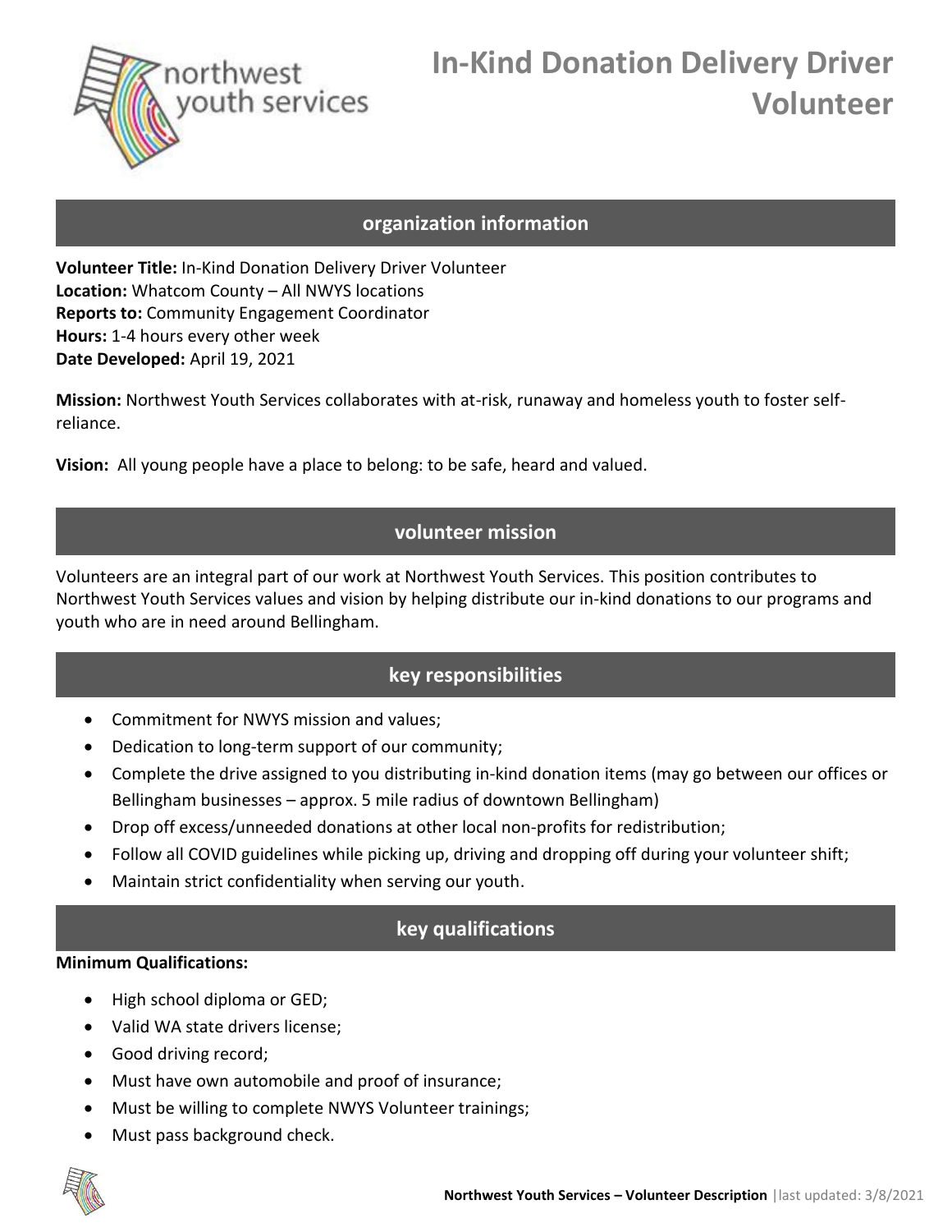# In-Kind Donation Delivery Driver Volunteer

## organization information

**Volunteer Title:** In-Kind Donation Delivery Driver Volunteer
**Location:** Whatcom County – All NWYS locations
**Reports to:** Community Engagement Coordinator
**Hours:** 1-4 hours every other week
**Date Developed:** April 19, 2021

**Mission:** Northwest Youth Services collaborates with at-risk, runaway and homeless youth to foster self-reliance.

**Vision:** All young people have a place to belong: to be safe, heard and valued.

## volunteer mission

Volunteers are an integral part of our work at Northwest Youth Services. This position contributes to Northwest Youth Services values and vision by helping distribute our in-kind donations to our programs and youth who are in need around Bellingham.

## key responsibilities

- Commitment for NWYS mission and values;
- Dedication to long-term support of our community;
- Complete the drive assigned to you distributing in-kind donation items (may go between our offices or Bellingham businesses – approx. 5 mile radius of downtown Bellingham)
- Drop off excess/unneeded donations at other local non-profits for redistribution;
- Follow all COVID guidelines while picking up, driving and dropping off during your volunteer shift;
- Maintain strict confidentiality when serving our youth.

## key qualifications

**Minimum Qualifications:**

- High school diploma or GED;
- Valid WA state drivers license;
- Good driving record;
- Must have own automobile and proof of insurance;
- Must be willing to complete NWYS Volunteer trainings;
- Must pass background check.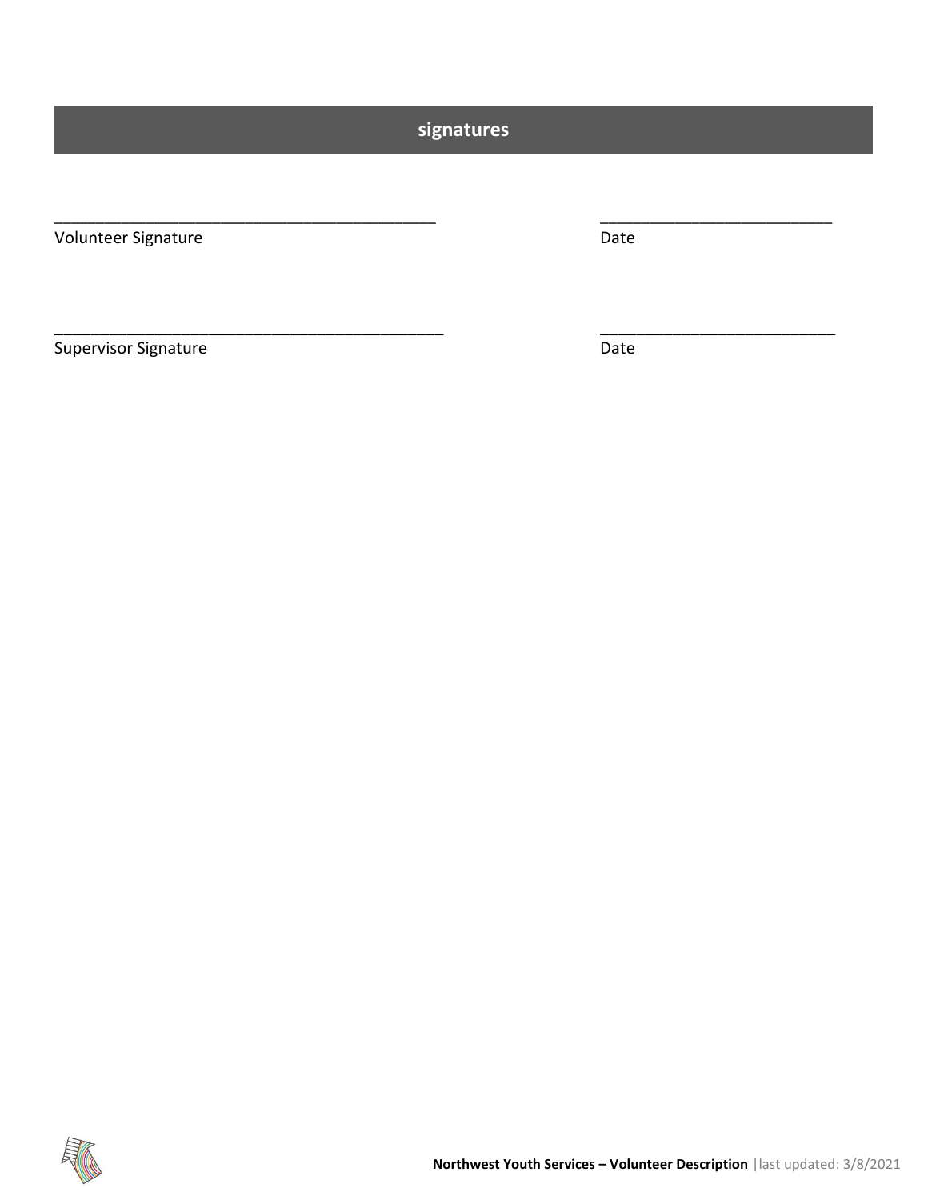## signatures

\_\_\_\_\_\_\_\_\_\_\_\_\_\_\_\_\_\_\_\_\_\_\_\_\_\_\_\_\_\_\_\_\_\_\_\_\_\_\_\_\_\_\_\_ \_\_\_\_\_\_\_\_\_\_\_\_\_\_\_\_\_\_\_\_\_\_\_\_\_\_\_
Volunteer Signature Date

\_\_\_\_\_\_\_\_\_\_\_\_\_\_\_\_\_\_\_\_\_\_\_\_\_\_\_\_\_\_\_\_\_\_\_\_\_\_\_\_\_\_\_\_ \_\_\_\_\_\_\_\_\_\_\_\_\_\_\_\_\_\_\_\_\_\_\_\_\_\_\_
Supervisor Signature Date